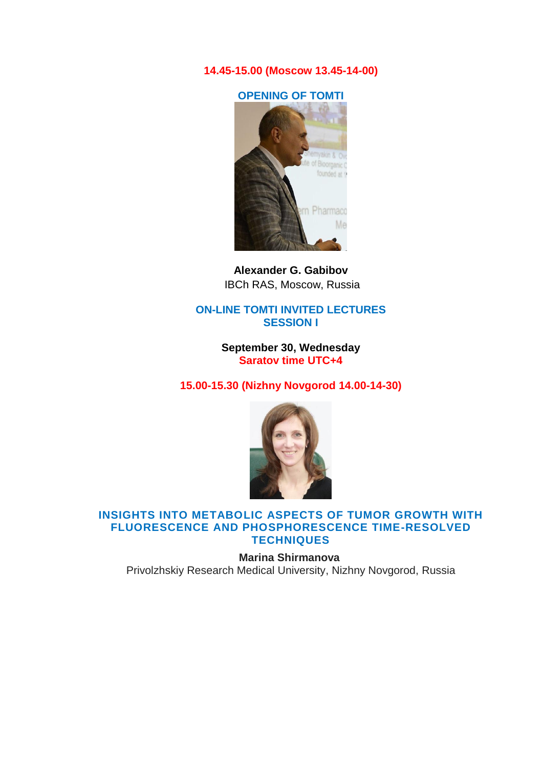**14.45-15.00 (Moscow 13.45-14-00)**

## OPENING OF TOMTI

**Alexander G. Gabibov**
IBCh RAS, Moscow, Russia

## ON-LINE TOMTI INVITED LECTURES SESSION I

**September 30, Wednesday**
**Saratov time UTC+4**

**15.00-15.30 (Nizhny Novgorod 14.00-14-30)**

### INSIGHTS INTO METABOLIC ASPECTS OF TUMOR GROWTH WITH FLUORESCENCE AND PHOSPHORESCENCE TIME-RESOLVED TECHNIQUES

**Marina Shirmanova**
Privolzhskiy Research Medical University, Nizhny Novgorod, Russia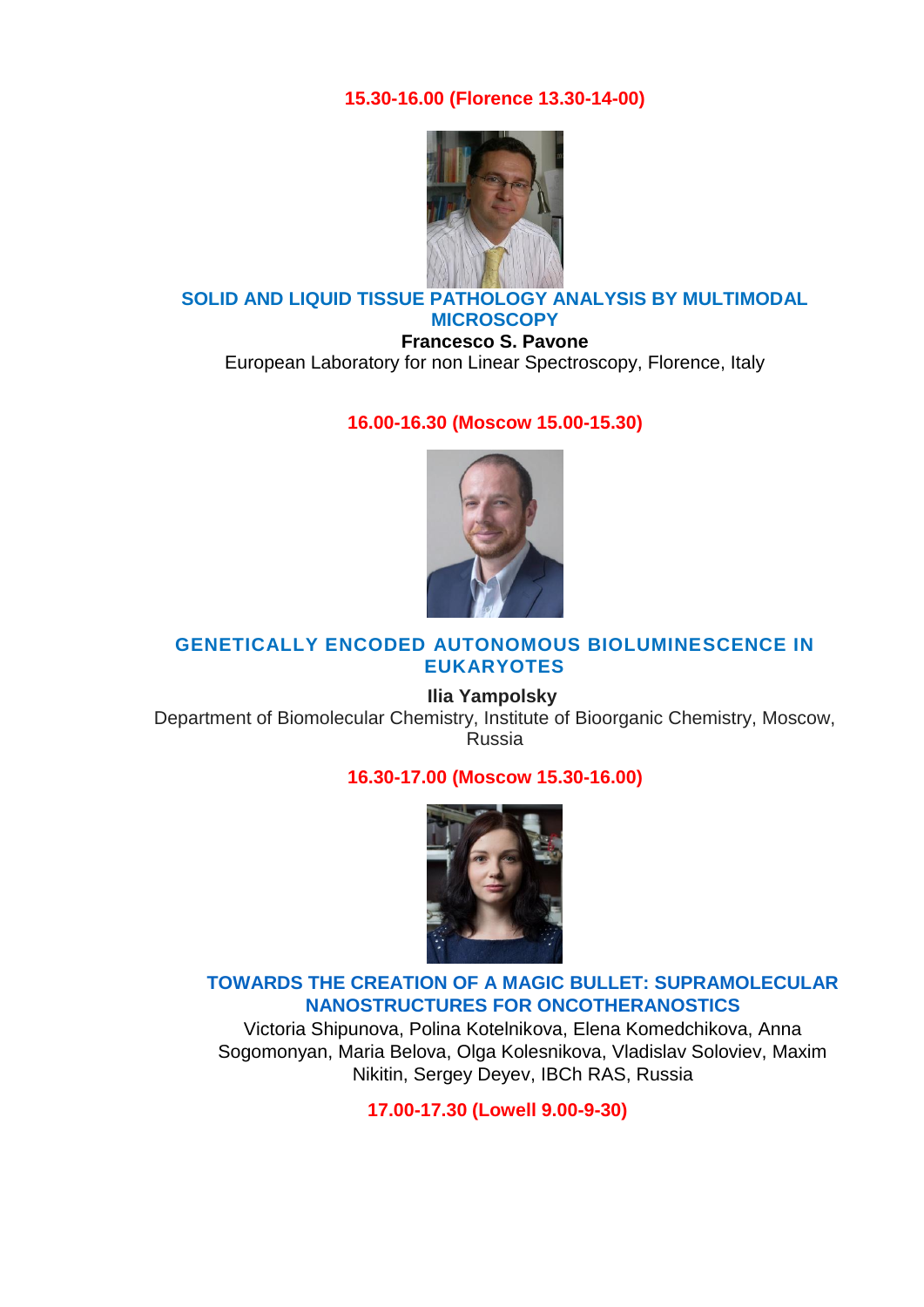**15.30-16.00 (Florence 13.30-14-00)**

### SOLID AND LIQUID TISSUE PATHOLOGY ANALYSIS BY MULTIMODAL MICROSCOPY

**Francesco S. Pavone**

European Laboratory for non Linear Spectroscopy, Florence, Italy

**16.00-16.30 (Moscow 15.00-15.30)**

### GENETICALLY ENCODED AUTONOMOUS BIOLUMINESCENCE IN EUKARYOTES

**Ilia Yampolsky**

Department of Biomolecular Chemistry, Institute of Bioorganic Chemistry, Moscow, Russia

**16.30-17.00 (Moscow 15.30-16.00)**

### TOWARDS THE CREATION OF A MAGIC BULLET: SUPRAMOLECULAR NANOSTRUCTURES FOR ONCOTHERANOSTICS

Victoria Shipunova, Polina Kotelnikova, Elena Komedchikova, Anna Sogomonyan, Maria Belova, Olga Kolesnikova, Vladislav Soloviev, Maxim Nikitin, Sergey Deyev, IBCh RAS, Russia

**17.00-17.30 (Lowell 9.00-9-30)**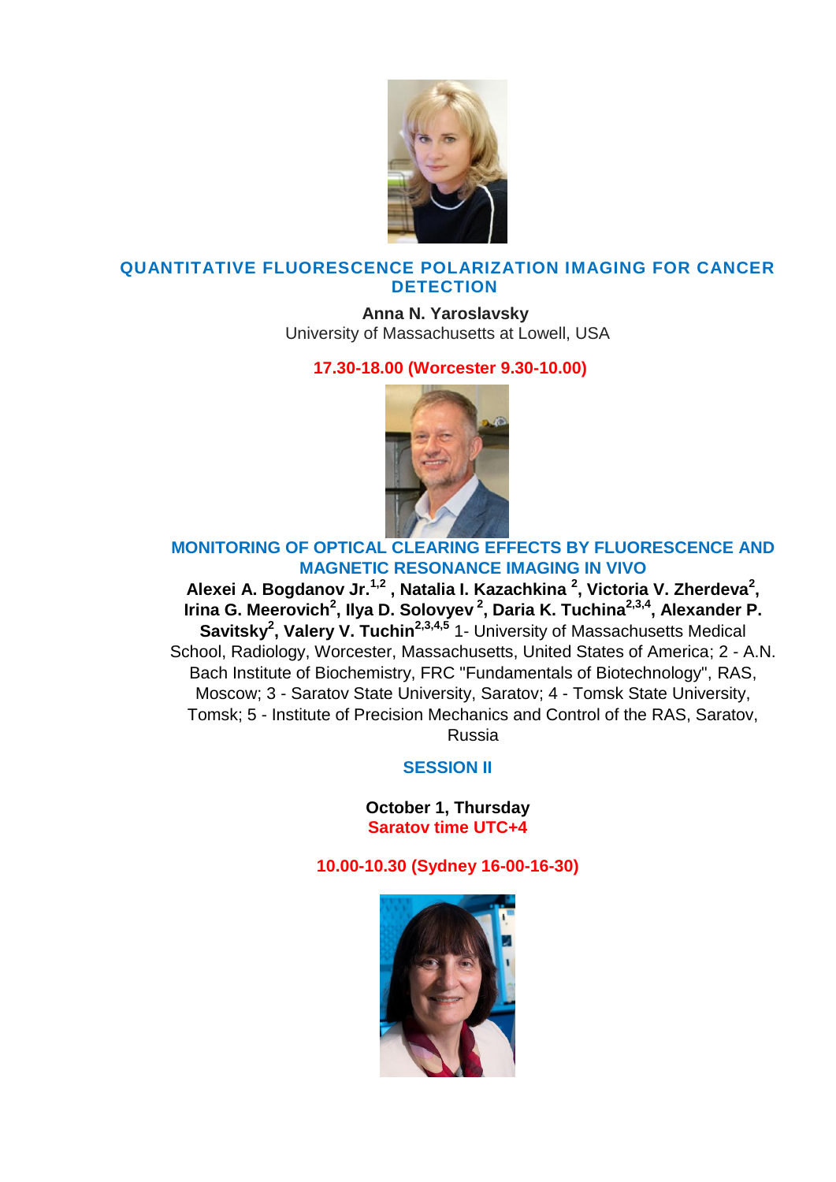## QUANTITATIVE FLUORESCENCE POLARIZATION IMAGING FOR CANCER DETECTION

**Anna N. Yaroslavsky**
University of Massachusetts at Lowell, USA

**17.30-18.00 (Worcester 9.30-10.00)**

## MONITORING OF OPTICAL CLEARING EFFECTS BY FLUORESCENCE AND MAGNETIC RESONANCE IMAGING IN VIVO

**Alexei A. Bogdanov Jr.[1,2] , Natalia I. Kazachkina [2], Victoria V. Zherdeva[2], Irina G. Meerovich[2], Ilya D. Solovyev [2], Daria K. Tuchina[2,3,4], Alexander P. Savitsky[2], Valery V. Tuchin[2,3,4,5]** 1- University of Massachusetts Medical School, Radiology, Worcester, Massachusetts, United States of America; 2 - A.N. Bach Institute of Biochemistry, FRC "Fundamentals of Biotechnology", RAS, Moscow; 3 - Saratov State University, Saratov; 4 - Tomsk State University, Tomsk; 5 - Institute of Precision Mechanics and Control of the RAS, Saratov, Russia

## SESSION II

**October 1, Thursday**
**Saratov time UTC+4**

**10.00-10.30 (Sydney 16-00-16-30)**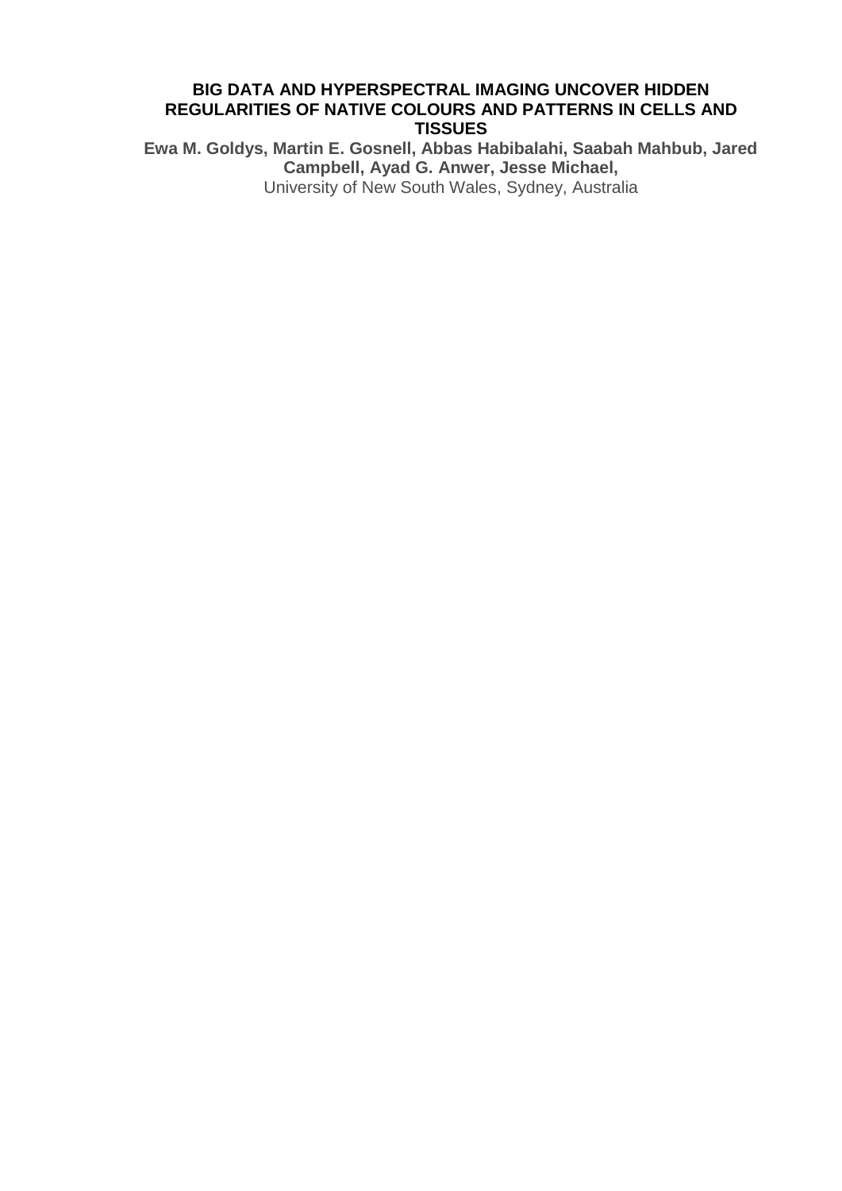**BIG DATA AND HYPERSPECTRAL IMAGING UNCOVER HIDDEN REGULARITIES OF NATIVE COLOURS AND PATTERNS IN CELLS AND TISSUES**

**Ewa M. Goldys, Martin E. Gosnell, Abbas Habibalahi, Saabah Mahbub, Jared Campbell, Ayad G. Anwer, Jesse Michael,**

University of New South Wales, Sydney, Australia